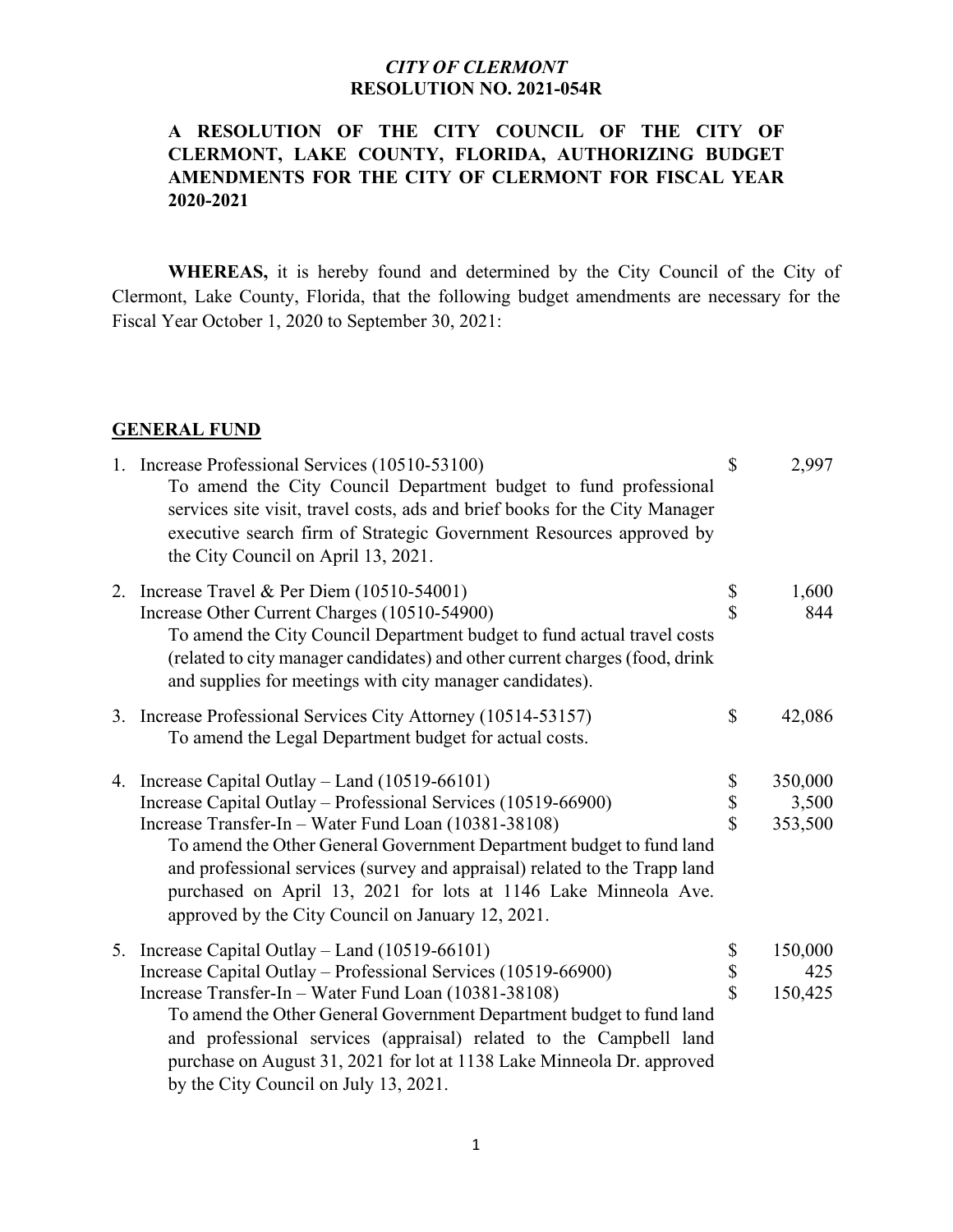*CITY OF CLERMONT*
**RESOLUTION NO. 2021-054R**

**A RESOLUTION OF THE CITY COUNCIL OF THE CITY OF CLERMONT, LAKE COUNTY, FLORIDA, AUTHORIZING BUDGET AMENDMENTS FOR THE CITY OF CLERMONT FOR FISCAL YEAR 2020-2021**

**WHEREAS,** it is hereby found and determined by the City Council of the City of Clermont, Lake County, Florida, that the following budget amendments are necessary for the Fiscal Year October 1, 2020 to September 30, 2021:

**GENERAL FUND**

1. Increase Professional Services (10510-53100) — $ 2,997

   To amend the City Council Department budget to fund professional services site visit, travel costs, ads and brief books for the City Manager executive search firm of Strategic Government Resources approved by the City Council on April 13, 2021.

2. Increase Travel & Per Diem (10510-54001) — $ 1,600

   Increase Other Current Charges (10510-54900) — $ 844

   To amend the City Council Department budget to fund actual travel costs (related to city manager candidates) and other current charges (food, drink and supplies for meetings with city manager candidates).

3. Increase Professional Services City Attorney (10514-53157) — $ 42,086

   To amend the Legal Department budget for actual costs.

4. Increase Capital Outlay – Land (10519-66101) — $ 350,000

   Increase Capital Outlay – Professional Services (10519-66900) — $ 3,500

   Increase Transfer-In – Water Fund Loan (10381-38108) — $ 353,500

   To amend the Other General Government Department budget to fund land and professional services (survey and appraisal) related to the Trapp land purchased on April 13, 2021 for lots at 1146 Lake Minneola Ave. approved by the City Council on January 12, 2021.

5. Increase Capital Outlay – Land (10519-66101) — $ 150,000

   Increase Capital Outlay – Professional Services (10519-66900) — $ 425

   Increase Transfer-In – Water Fund Loan (10381-38108) — $ 150,425

   To amend the Other General Government Department budget to fund land and professional services (appraisal) related to the Campbell land purchase on August 31, 2021 for lot at 1138 Lake Minneola Dr. approved by the City Council on July 13, 2021.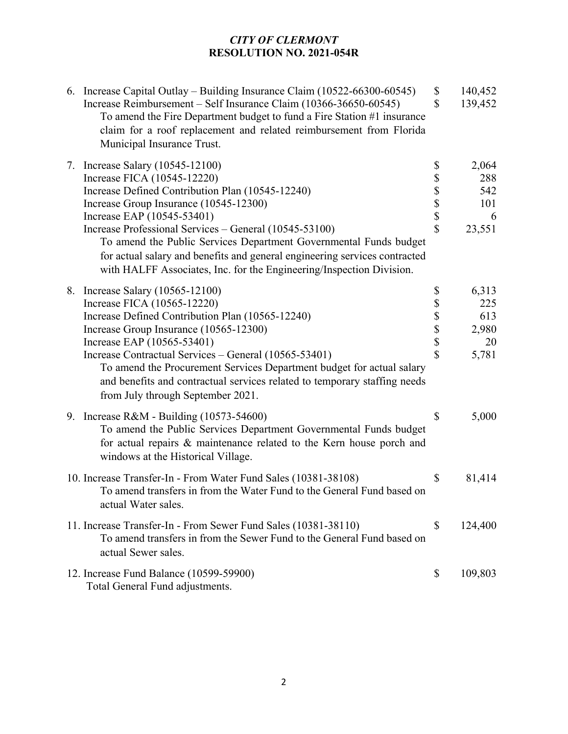*CITY OF CLERMONT*
**RESOLUTION NO. 2021-054R**

6. Increase Capital Outlay – Building Insurance Claim (10522-66300-60545) $ 140,452
   Increase Reimbursement – Self Insurance Claim (10366-36650-60545) $ 139,452
   To amend the Fire Department budget to fund a Fire Station #1 insurance claim for a roof replacement and related reimbursement from Florida Municipal Insurance Trust.

7. Increase Salary (10545-12100) $ 2,064
   Increase FICA (10545-12220) $ 288
   Increase Defined Contribution Plan (10545-12240) $ 542
   Increase Group Insurance (10545-12300) $ 101
   Increase EAP (10545-53401) $ 6
   Increase Professional Services – General (10545-53100) $ 23,551
   To amend the Public Services Department Governmental Funds budget for actual salary and benefits and general engineering services contracted with HALFF Associates, Inc. for the Engineering/Inspection Division.

8. Increase Salary (10565-12100) $ 6,313
   Increase FICA (10565-12220) $ 225
   Increase Defined Contribution Plan (10565-12240) $ 613
   Increase Group Insurance (10565-12300) $ 2,980
   Increase EAP (10565-53401) $ 20
   Increase Contractual Services – General (10565-53401) $ 5,781
   To amend the Procurement Services Department budget for actual salary and benefits and contractual services related to temporary staffing needs from July through September 2021.

9. Increase R&M - Building (10573-54600) $ 5,000
   To amend the Public Services Department Governmental Funds budget for actual repairs & maintenance related to the Kern house porch and windows at the Historical Village.

10. Increase Transfer-In - From Water Fund Sales (10381-38108) $ 81,414
    To amend transfers in from the Water Fund to the General Fund based on actual Water sales.

11. Increase Transfer-In - From Sewer Fund Sales (10381-38110) $ 124,400
    To amend transfers in from the Sewer Fund to the General Fund based on actual Sewer sales.

12. Increase Fund Balance (10599-59900) $ 109,803
    Total General Fund adjustments.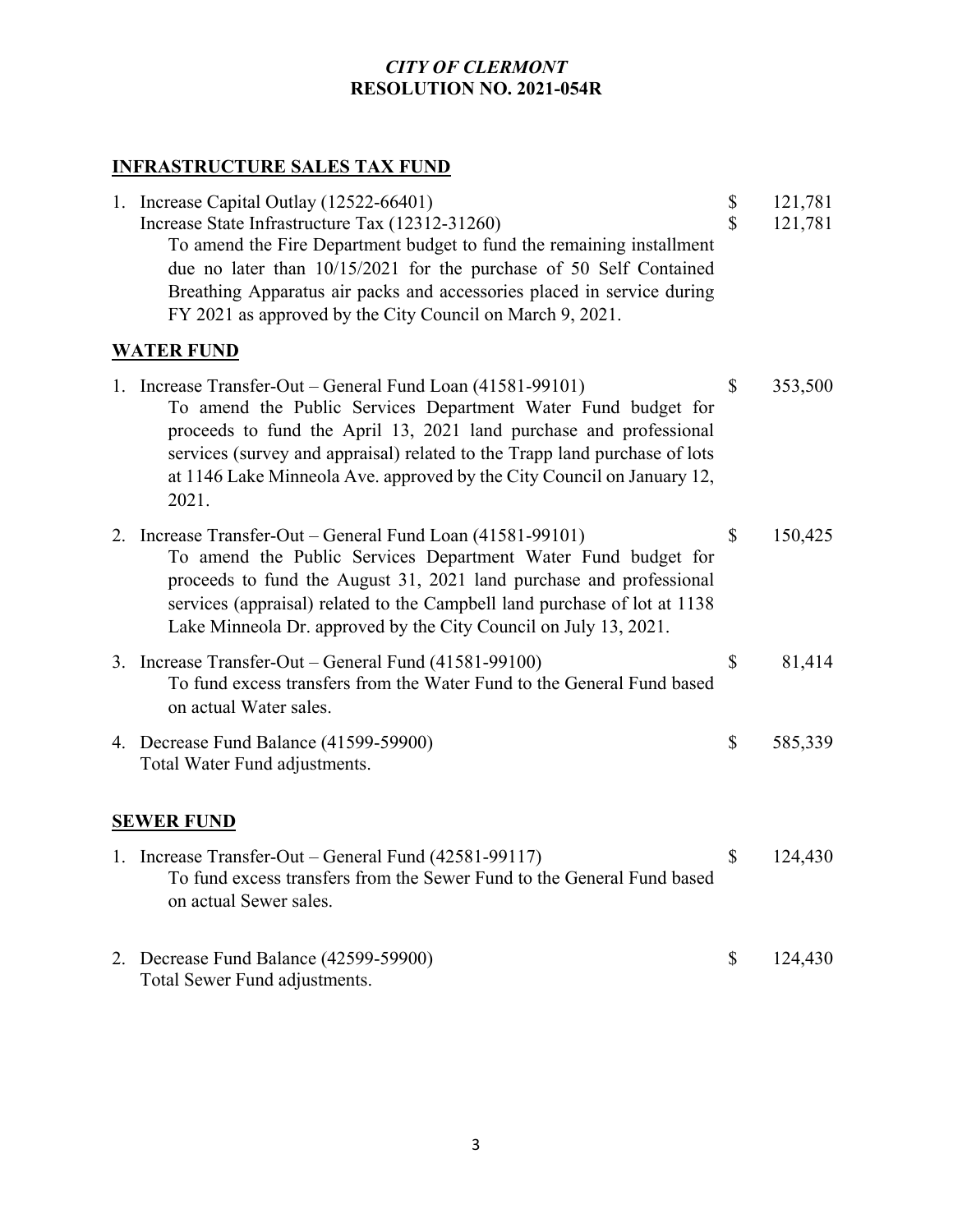*CITY OF CLERMONT*
**RESOLUTION NO. 2021-054R**

**INFRASTRUCTURE SALES TAX FUND**

1. Increase Capital Outlay (12522-66401) $ 121,781
   Increase State Infrastructure Tax (12312-31260) $ 121,781
   To amend the Fire Department budget to fund the remaining installment due no later than 10/15/2021 for the purchase of 50 Self Contained Breathing Apparatus air packs and accessories placed in service during FY 2021 as approved by the City Council on March 9, 2021.

**WATER FUND**

1. Increase Transfer-Out – General Fund Loan (41581-99101) $ 353,500
   To amend the Public Services Department Water Fund budget for proceeds to fund the April 13, 2021 land purchase and professional services (survey and appraisal) related to the Trapp land purchase of lots at 1146 Lake Minneola Ave. approved by the City Council on January 12, 2021.

2. Increase Transfer-Out – General Fund Loan (41581-99101) $ 150,425
   To amend the Public Services Department Water Fund budget for proceeds to fund the August 31, 2021 land purchase and professional services (appraisal) related to the Campbell land purchase of lot at 1138 Lake Minneola Dr. approved by the City Council on July 13, 2021.

3. Increase Transfer-Out – General Fund (41581-99100) $ 81,414
   To fund excess transfers from the Water Fund to the General Fund based on actual Water sales.

4. Decrease Fund Balance (41599-59900) $ 585,339
   Total Water Fund adjustments.

**SEWER FUND**

1. Increase Transfer-Out – General Fund (42581-99117) $ 124,430
   To fund excess transfers from the Sewer Fund to the General Fund based on actual Sewer sales.

2. Decrease Fund Balance (42599-59900) $ 124,430
   Total Sewer Fund adjustments.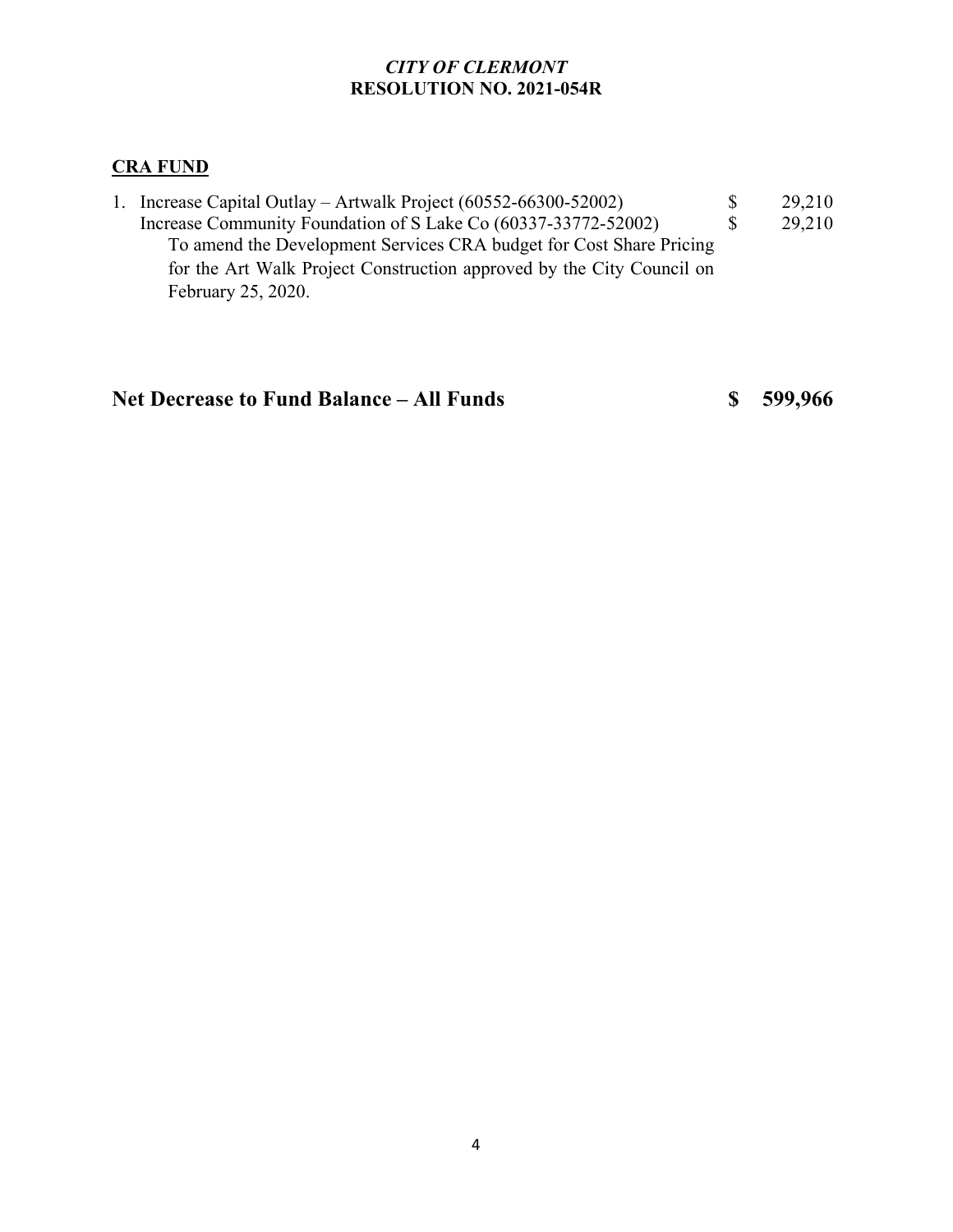*CITY OF CLERMONT*
**RESOLUTION NO. 2021-054R**

**CRA FUND**

1. Increase Capital Outlay – Artwalk Project (60552-66300-52002) $ 29,210
   Increase Community Foundation of S Lake Co (60337-33772-52002) $ 29,210
   To amend the Development Services CRA budget for Cost Share Pricing for the Art Walk Project Construction approved by the City Council on February 25, 2020.

## Net Decrease to Fund Balance – All Funds $ 599,966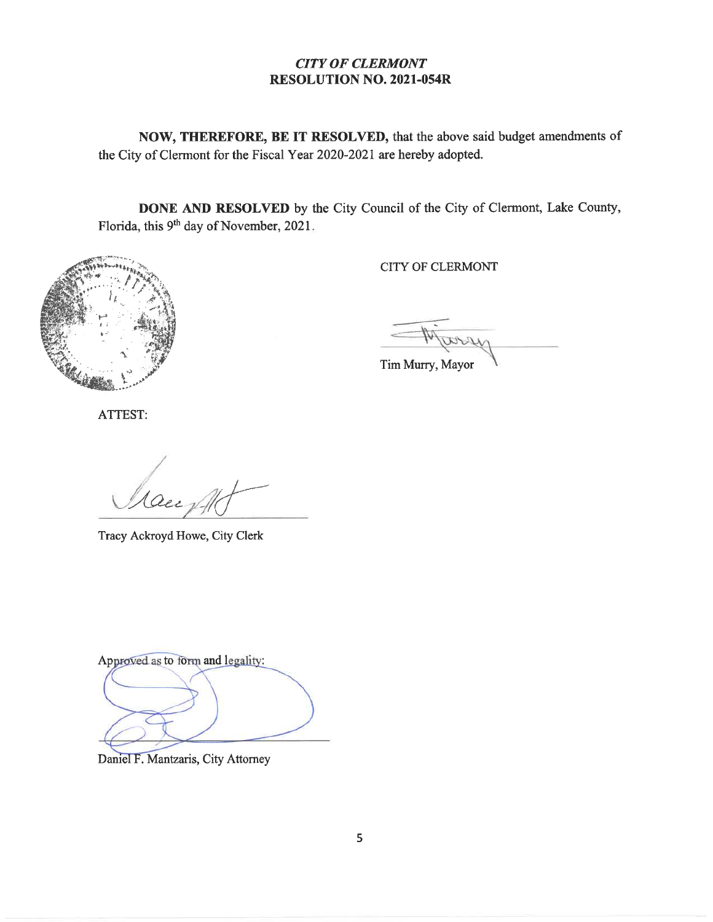*CITY OF CLERMONT*
**RESOLUTION NO. 2021-054R**

**NOW, THEREFORE, BE IT RESOLVED,** that the above said budget amendments of the City of Clermont for the Fiscal Year 2020-2021 are hereby adopted.

**DONE AND RESOLVED** by the City Council of the City of Clermont, Lake County, Florida, this 9th day of November, 2021.

CITY OF CLERMONT

Tim Murry, Mayor

ATTEST:

Tracy Ackroyd Howe, City Clerk

Approved as to form and legality:

Daniel F. Mantzaris, City Attorney